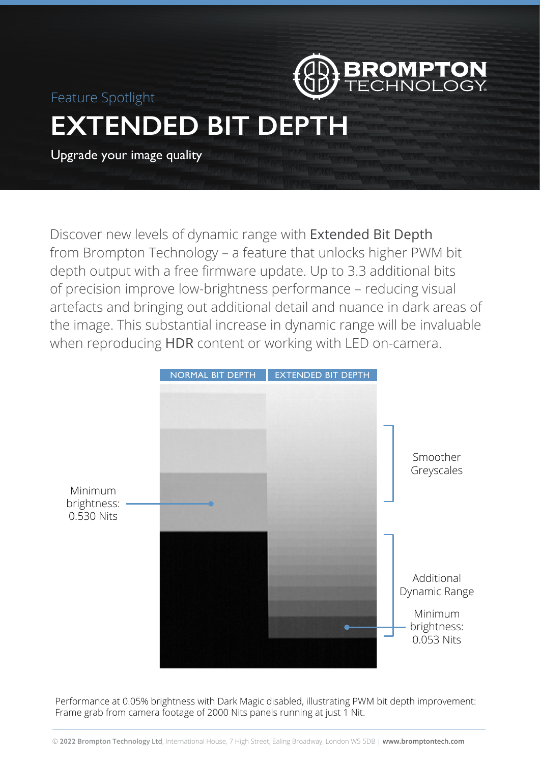BROMPTON TECHNOLOGY

Feature Spotlight

# EXTENDED BIT DEPTH

Upgrade your image quality

Discover new levels of dynamic range with **Extended Bit Depth** from Brompton Technology – a feature that unlocks higher PWM bit depth output with a free firmware update. Up to 3.3 additional bits of precision improve low-brightness performance – reducing visual artefacts and bringing out additional detail and nuance in dark areas of the image. This substantial increase in dynamic range will be invaluable when reproducing **HDR** content or working with LED on-camera.

NORMAL BIT DEPTH | EXTENDED BIT DEPTH

Minimum brightness: 0.530 Nits

Smoother Greyscales

Additional Dynamic Range

Minimum brightness: 0.053 Nits

Performance at 0.05% brightness with Dark Magic disabled, illustrating PWM bit depth improvement: Frame grab from camera footage of 2000 Nits panels running at just 1 Nit.

© **2022 Brompton Technology Ltd**, International House, 7 High Street, Ealing Broadway, London W5 5DB | **www.bromptontech.com**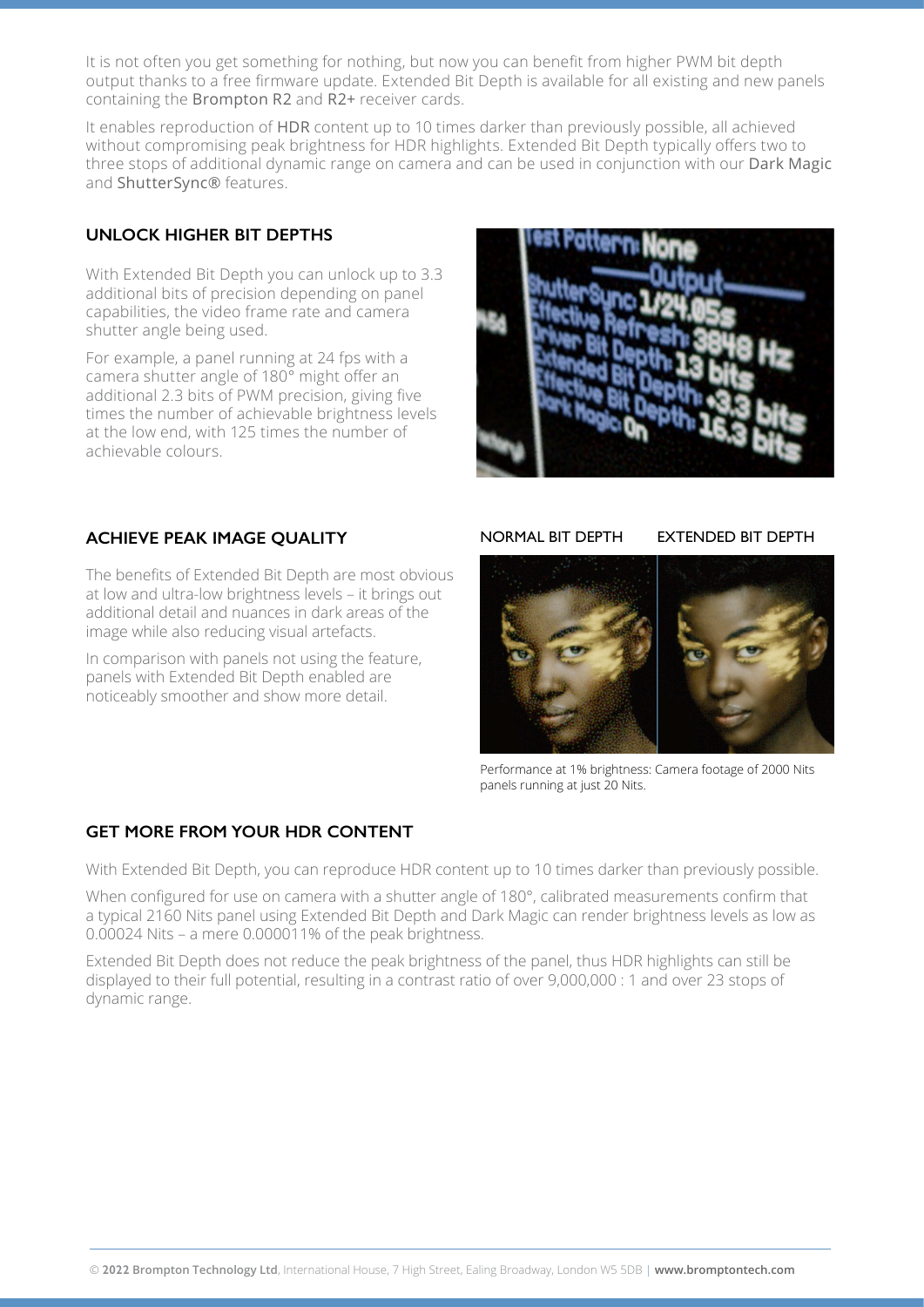It is not often you get something for nothing, but now you can benefit from higher PWM bit depth output thanks to a free firmware update. Extended Bit Depth is available for all existing and new panels containing the Brompton R2 and R2+ receiver cards.

It enables reproduction of HDR content up to 10 times darker than previously possible, all achieved without compromising peak brightness for HDR highlights. Extended Bit Depth typically offers two to three stops of additional dynamic range on camera and can be used in conjunction with our Dark Magic and ShutterSync® features.

## UNLOCK HIGHER BIT DEPTHS

With Extended Bit Depth you can unlock up to 3.3 additional bits of precision depending on panel capabilities, the video frame rate and camera shutter angle being used.

For example, a panel running at 24 fps with a camera shutter angle of 180° might offer an additional 2.3 bits of PWM precision, giving five times the number of achievable brightness levels at the low end, with 125 times the number of achievable colours.

## ACHIEVE PEAK IMAGE QUALITY

The benefits of Extended Bit Depth are most obvious at low and ultra-low brightness levels – it brings out additional detail and nuances in dark areas of the image while also reducing visual artefacts.

In comparison with panels not using the feature, panels with Extended Bit Depth enabled are noticeably smoother and show more detail.

NORMAL BIT DEPTH EXTENDED BIT DEPTH

Performance at 1% brightness: Camera footage of 2000 Nits panels running at just 20 Nits.

## GET MORE FROM YOUR HDR CONTENT

With Extended Bit Depth, you can reproduce HDR content up to 10 times darker than previously possible.

When configured for use on camera with a shutter angle of 180°, calibrated measurements confirm that a typical 2160 Nits panel using Extended Bit Depth and Dark Magic can render brightness levels as low as 0.00024 Nits – a mere 0.000011% of the peak brightness.

Extended Bit Depth does not reduce the peak brightness of the panel, thus HDR highlights can still be displayed to their full potential, resulting in a contrast ratio of over 9,000,000 : 1 and over 23 stops of dynamic range.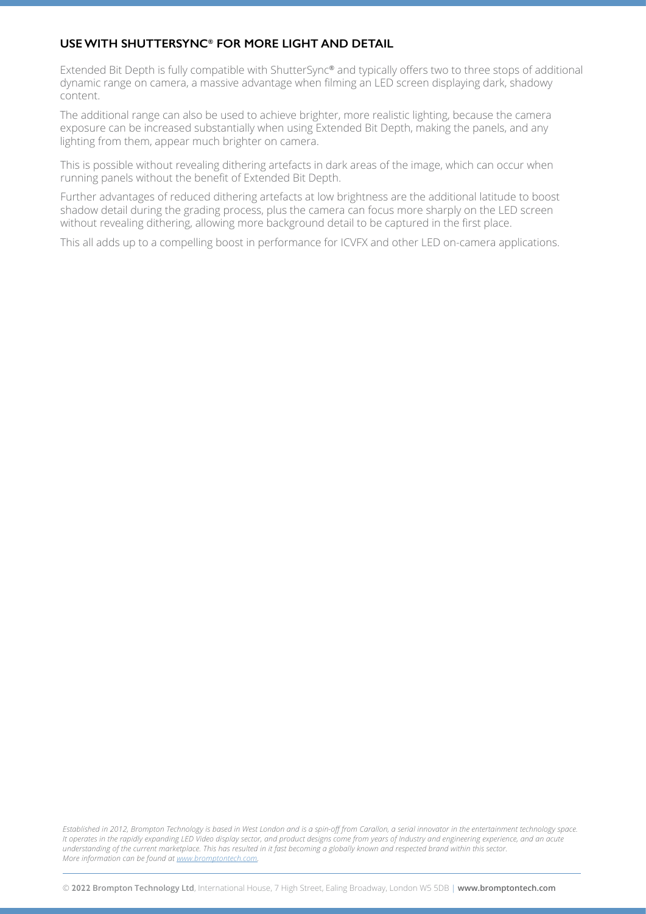## USE WITH SHUTTERSYNC® FOR MORE LIGHT AND DETAIL

Extended Bit Depth is fully compatible with ShutterSync® and typically offers two to three stops of additional dynamic range on camera, a massive advantage when filming an LED screen displaying dark, shadowy content.

The additional range can also be used to achieve brighter, more realistic lighting, because the camera exposure can be increased substantially when using Extended Bit Depth, making the panels, and any lighting from them, appear much brighter on camera.

This is possible without revealing dithering artefacts in dark areas of the image, which can occur when running panels without the benefit of Extended Bit Depth.

Further advantages of reduced dithering artefacts at low brightness are the additional latitude to boost shadow detail during the grading process, plus the camera can focus more sharply on the LED screen without revealing dithering, allowing more background detail to be captured in the first place.

This all adds up to a compelling boost in performance for ICVFX and other LED on-camera applications.

*Established in 2012, Brompton Technology is based in West London and is a spin-off from Carallon, a serial innovator in the entertainment technology space. It operates in the rapidly expanding LED Video display sector, and product designs come from years of Industry and engineering experience, and an acute understanding of the current marketplace. This has resulted in it fast becoming a globally known and respected brand within this sector. More information can be found at [www.bromptontech.com](http://www.bromptontech.com).*

© **2022 Brompton Technology Ltd**, International House, 7 High Street, Ealing Broadway, London W5 5DB | **www.bromptontech.com**